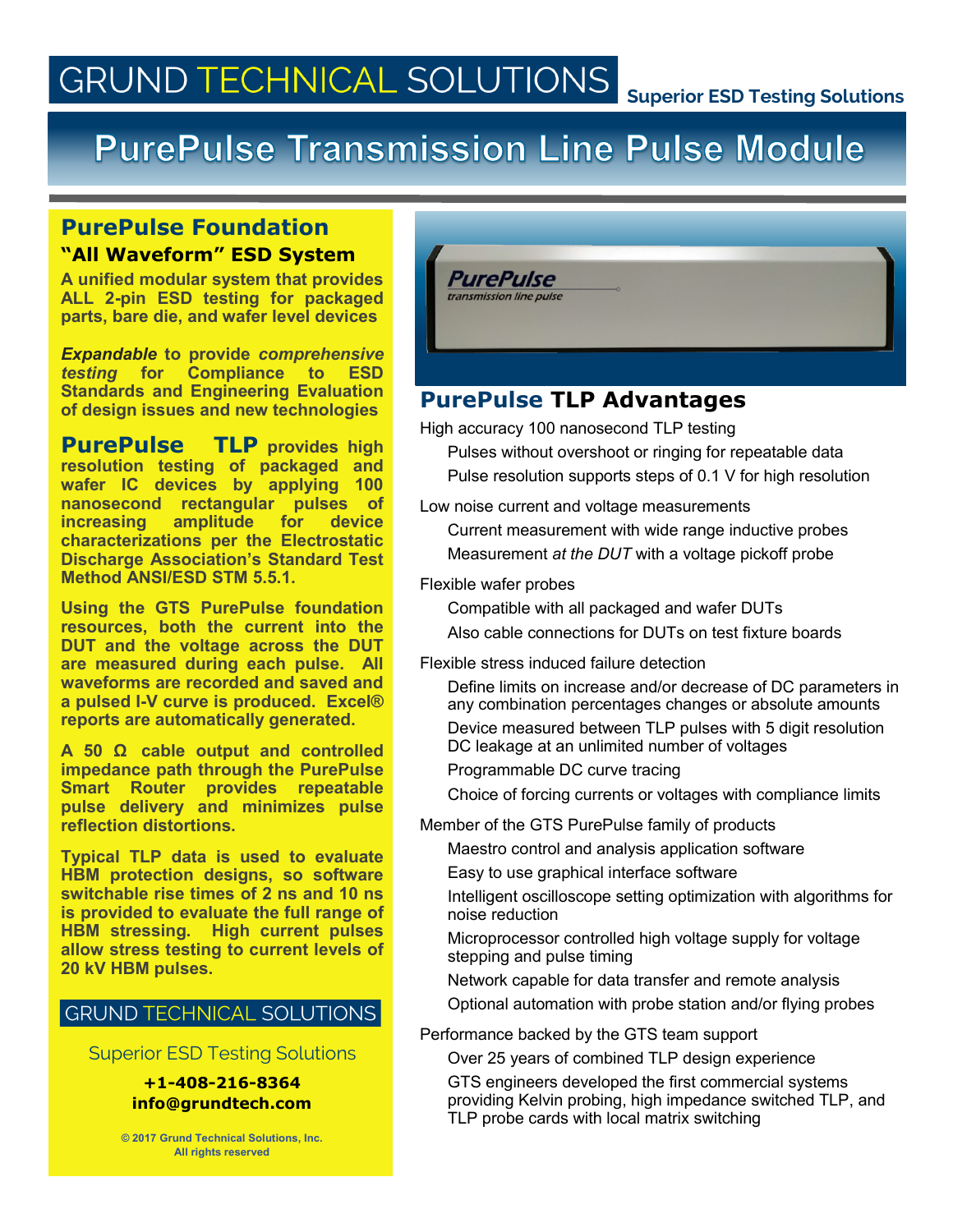# GRUND TECHNICAL SOLUTIONS

**Superior ESD Testing Solutions**

# PurePulse Transmission Line Pulse Module

## PurePulse Foundation

### "All Waveform" ESD System

**A unified modular system that provides ALL 2-pin ESD testing for packaged parts, bare die, and wafer level devices**

***Expandable* to provide *comprehensive testing* for Compliance to ESD Standards and Engineering Evaluation of design issues and new technologies**

**PurePulse TLP provides high resolution testing of packaged and wafer IC devices by applying 100 nanosecond rectangular pulses of increasing amplitude for device characterizations per the Electrostatic Discharge Association's Standard Test Method ANSI/ESD STM 5.5.1.**

**Using the GTS PurePulse foundation resources, both the current into the DUT and the voltage across the DUT are measured during each pulse. All waveforms are recorded and saved and a pulsed I-V curve is produced. Excel® reports are automatically generated.**

**A 50 Ω cable output and controlled impedance path through the PurePulse Smart Router provides repeatable pulse delivery and minimizes pulse reflection distortions.**

**Typical TLP data is used to evaluate HBM protection designs, so software switchable rise times of 2 ns and 10 ns is provided to evaluate the full range of HBM stressing. High current pulses allow stress testing to current levels of 20 kV HBM pulses.**

GRUND TECHNICAL SOLUTIONS

Superior ESD Testing Solutions

**+1-408-216-8364**
**info@grundtech.com**

© 2017 Grund Technical Solutions, Inc.
All rights reserved

## PurePulse TLP Advantages

High accuracy 100 nanosecond TLP testing

- Pulses without overshoot or ringing for repeatable data
- Pulse resolution supports steps of 0.1 V for high resolution

Low noise current and voltage measurements

- Current measurement with wide range inductive probes
- Measurement *at the DUT* with a voltage pickoff probe

Flexible wafer probes

- Compatible with all packaged and wafer DUTs
- Also cable connections for DUTs on test fixture boards

Flexible stress induced failure detection

- Define limits on increase and/or decrease of DC parameters in any combination percentages changes or absolute amounts
- Device measured between TLP pulses with 5 digit resolution DC leakage at an unlimited number of voltages
- Programmable DC curve tracing
- Choice of forcing currents or voltages with compliance limits

Member of the GTS PurePulse family of products

- Maestro control and analysis application software
- Easy to use graphical interface software
- Intelligent oscilloscope setting optimization with algorithms for noise reduction
- Microprocessor controlled high voltage supply for voltage stepping and pulse timing
- Network capable for data transfer and remote analysis
- Optional automation with probe station and/or flying probes

Performance backed by the GTS team support

- Over 25 years of combined TLP design experience
- GTS engineers developed the first commercial systems providing Kelvin probing, high impedance switched TLP, and TLP probe cards with local matrix switching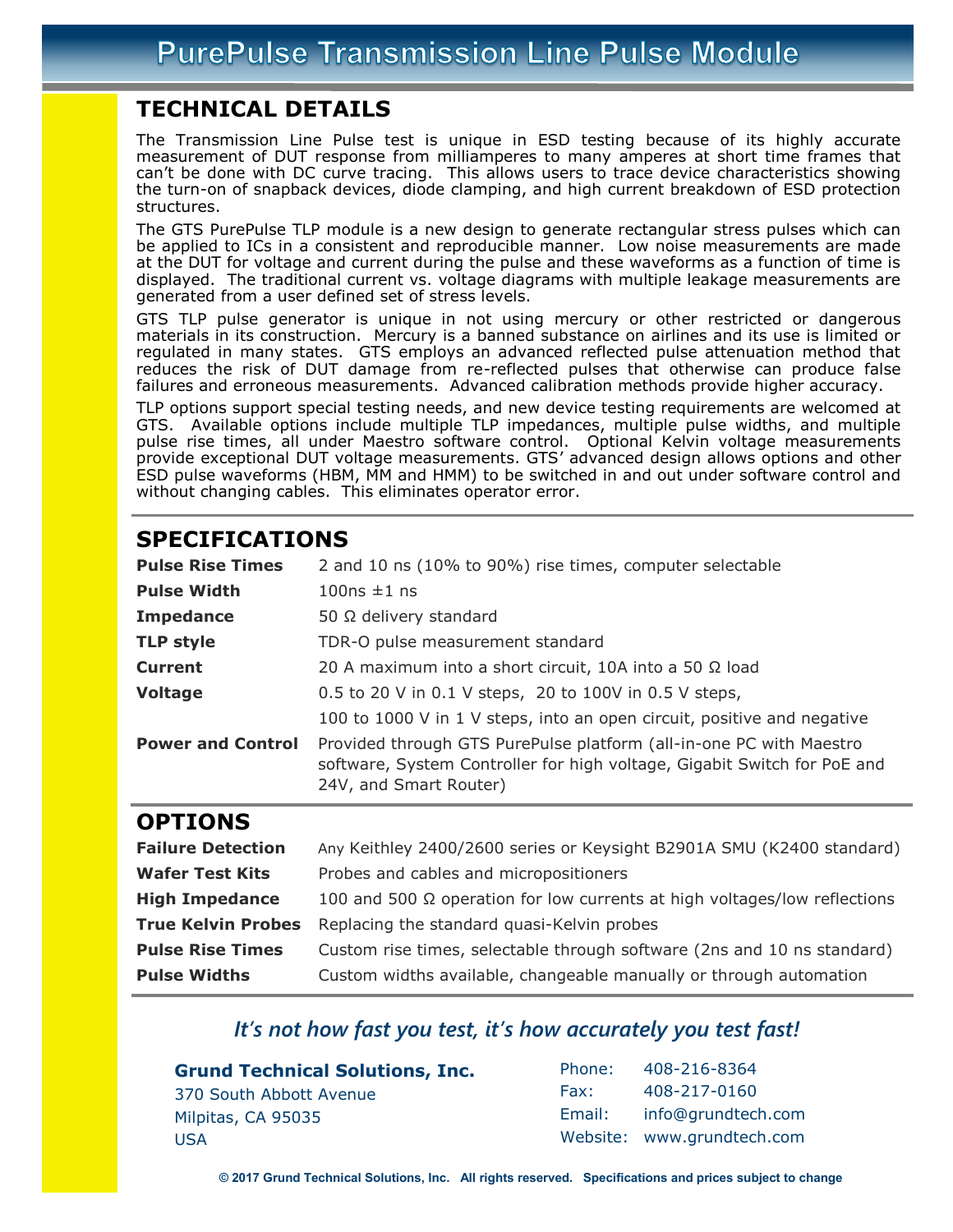# PurePulse Transmission Line Pulse Module

## TECHNICAL DETAILS

The Transmission Line Pulse test is unique in ESD testing because of its highly accurate measurement of DUT response from milliamperes to many amperes at short time frames that can't be done with DC curve tracing. This allows users to trace device characteristics showing the turn-on of snapback devices, diode clamping, and high current breakdown of ESD protection structures.

The GTS PurePulse TLP module is a new design to generate rectangular stress pulses which can be applied to ICs in a consistent and reproducible manner. Low noise measurements are made at the DUT for voltage and current during the pulse and these waveforms as a function of time is displayed. The traditional current vs. voltage diagrams with multiple leakage measurements are generated from a user defined set of stress levels.

GTS TLP pulse generator is unique in not using mercury or other restricted or dangerous materials in its construction. Mercury is a banned substance on airlines and its use is limited or regulated in many states. GTS employs an advanced reflected pulse attenuation method that reduces the risk of DUT damage from re-reflected pulses that otherwise can produce false failures and erroneous measurements. Advanced calibration methods provide higher accuracy.

TLP options support special testing needs, and new device testing requirements are welcomed at GTS. Available options include multiple TLP impedances, multiple pulse widths, and multiple pulse rise times, all under Maestro software control. Optional Kelvin voltage measurements provide exceptional DUT voltage measurements. GTS' advanced design allows options and other ESD pulse waveforms (HBM, MM and HMM) to be switched in and out under software control and without changing cables. This eliminates operator error.

## SPECIFICATIONS

| | |
|---|---|
| **Pulse Rise Times** | 2 and 10 ns (10% to 90%) rise times, computer selectable |
| **Pulse Width** | 100ns ±1 ns |
| **Impedance** | 50 Ω delivery standard |
| **TLP style** | TDR-O pulse measurement standard |
| **Current** | 20 A maximum into a short circuit, 10A into a 50 Ω load |
| **Voltage** | 0.5 to 20 V in 0.1 V steps, 20 to 100V in 0.5 V steps, |
| | 100 to 1000 V in 1 V steps, into an open circuit, positive and negative |
| **Power and Control** | Provided through GTS PurePulse platform (all-in-one PC with Maestro software, System Controller for high voltage, Gigabit Switch for PoE and 24V, and Smart Router) |

## OPTIONS

| | |
|---|---|
| **Failure Detection** | Any Keithley 2400/2600 series or Keysight B2901A SMU (K2400 standard) |
| **Wafer Test Kits** | Probes and cables and micropositioners |
| **High Impedance** | 100 and 500 Ω operation for low currents at high voltages/low reflections |
| **True Kelvin Probes** | Replacing the standard quasi-Kelvin probes |
| **Pulse Rise Times** | Custom rise times, selectable through software (2ns and 10 ns standard) |
| **Pulse Widths** | Custom widths available, changeable manually or through automation |

*It's not how fast you test, it's how accurately you test fast!*

**Grund Technical Solutions, Inc.**
370 South Abbott Avenue
Milpitas, CA 95035
USA

Phone: 408-216-8364
Fax: 408-217-0160
Email: info@grundtech.com
Website: www.grundtech.com

**© 2017 Grund Technical Solutions, Inc. All rights reserved. Specifications and prices subject to change**